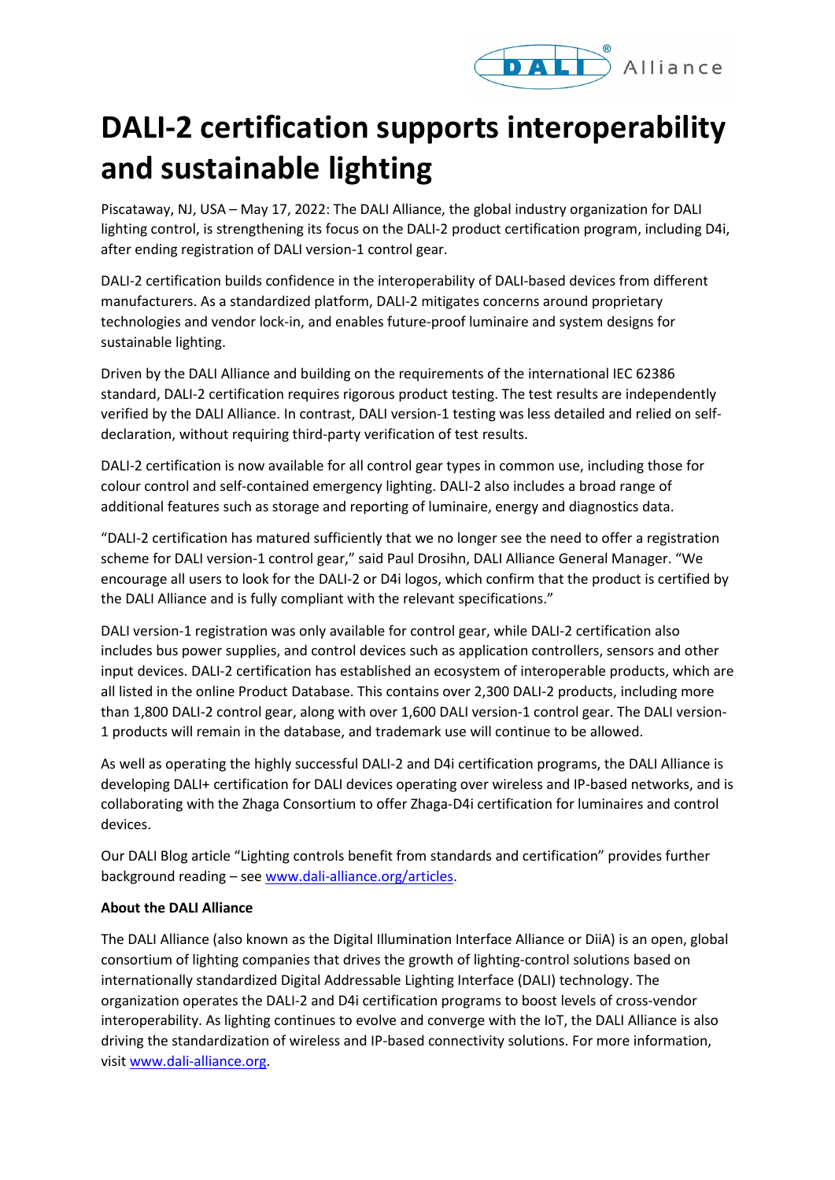# DALI-2 certification supports interoperability and sustainable lighting

Piscataway, NJ, USA – May 17, 2022: The DALI Alliance, the global industry organization for DALI lighting control, is strengthening its focus on the DALI-2 product certification program, including D4i, after ending registration of DALI version-1 control gear.

DALI-2 certification builds confidence in the interoperability of DALI-based devices from different manufacturers. As a standardized platform, DALI-2 mitigates concerns around proprietary technologies and vendor lock-in, and enables future-proof luminaire and system designs for sustainable lighting.

Driven by the DALI Alliance and building on the requirements of the international IEC 62386 standard, DALI-2 certification requires rigorous product testing. The test results are independently verified by the DALI Alliance. In contrast, DALI version-1 testing was less detailed and relied on self-declaration, without requiring third-party verification of test results.

DALI-2 certification is now available for all control gear types in common use, including those for colour control and self-contained emergency lighting. DALI-2 also includes a broad range of additional features such as storage and reporting of luminaire, energy and diagnostics data.

“DALI-2 certification has matured sufficiently that we no longer see the need to offer a registration scheme for DALI version-1 control gear,” said Paul Drosihn, DALI Alliance General Manager. “We encourage all users to look for the DALI-2 or D4i logos, which confirm that the product is certified by the DALI Alliance and is fully compliant with the relevant specifications.”

DALI version-1 registration was only available for control gear, while DALI-2 certification also includes bus power supplies, and control devices such as application controllers, sensors and other input devices. DALI-2 certification has established an ecosystem of interoperable products, which are all listed in the online Product Database. This contains over 2,300 DALI-2 products, including more than 1,800 DALI-2 control gear, along with over 1,600 DALI version-1 control gear. The DALI version-1 products will remain in the database, and trademark use will continue to be allowed.

As well as operating the highly successful DALI-2 and D4i certification programs, the DALI Alliance is developing DALI+ certification for DALI devices operating over wireless and IP-based networks, and is collaborating with the Zhaga Consortium to offer Zhaga-D4i certification for luminaires and control devices.

Our DALI Blog article “Lighting controls benefit from standards and certification” provides further background reading – see www.dali-alliance.org/articles.

**About the DALI Alliance**

The DALI Alliance (also known as the Digital Illumination Interface Alliance or DiiA) is an open, global consortium of lighting companies that drives the growth of lighting-control solutions based on internationally standardized Digital Addressable Lighting Interface (DALI) technology. The organization operates the DALI-2 and D4i certification programs to boost levels of cross-vendor interoperability. As lighting continues to evolve and converge with the IoT, the DALI Alliance is also driving the standardization of wireless and IP-based connectivity solutions. For more information, visit www.dali-alliance.org.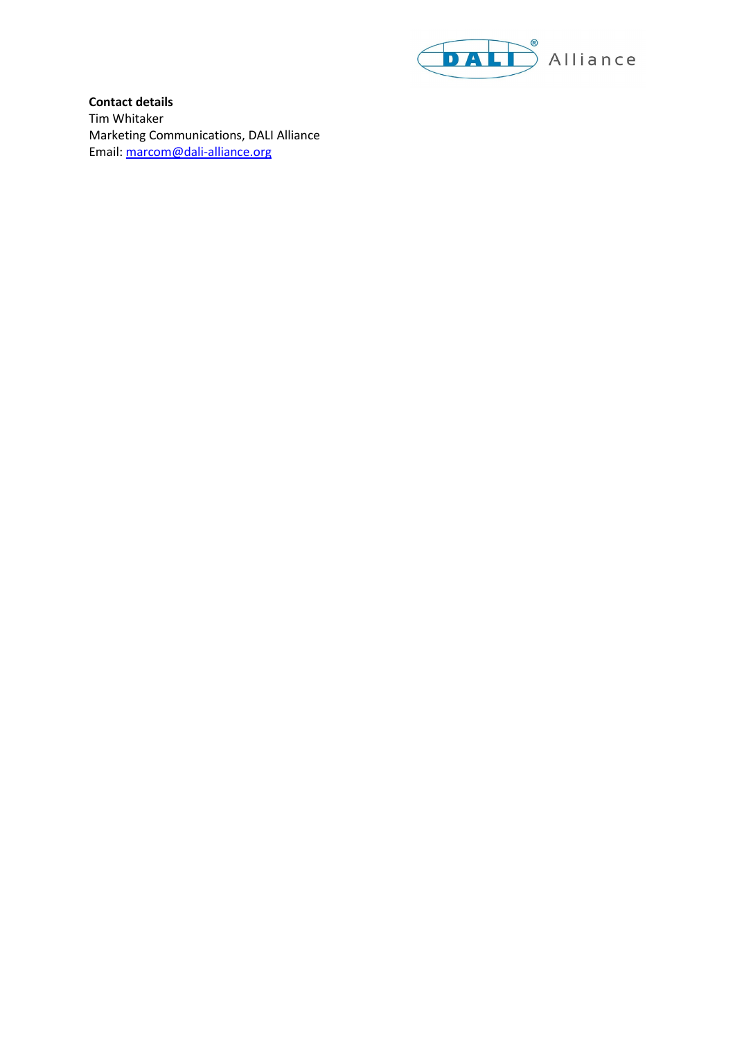**Contact details**
Tim Whitaker
Marketing Communications, DALI Alliance
Email: [marcom@dali-alliance.org](mailto:marcom@dali-alliance.org)